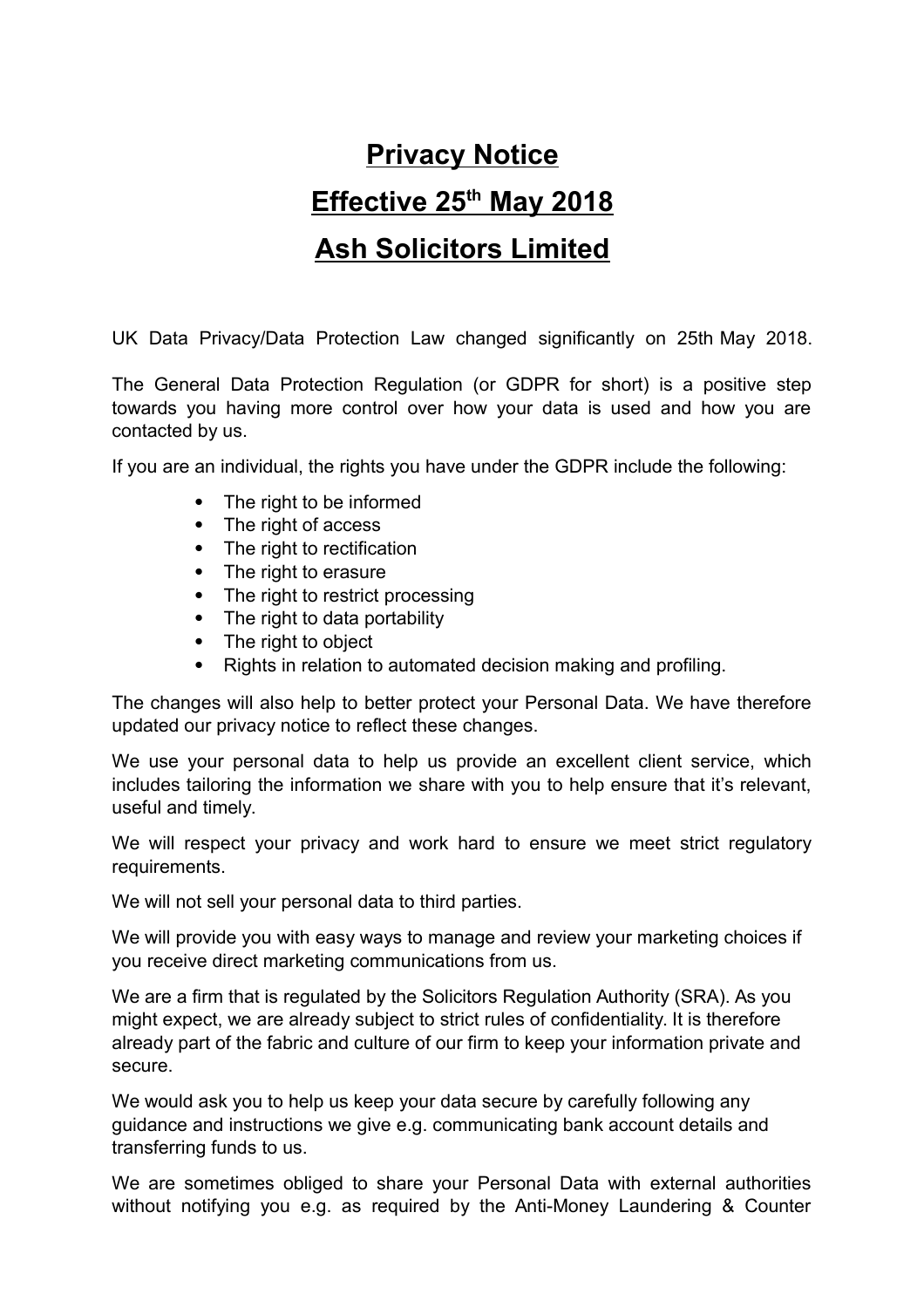# Privacy Notice

# Effective 25th May 2018

# Ash Solicitors Limited

UK Data Privacy/Data Protection Law changed significantly on 25th May 2018.

The General Data Protection Regulation (or GDPR for short) is a positive step towards you having more control over how your data is used and how you are contacted by us.

If you are an individual, the rights you have under the GDPR include the following:

- The right to be informed
- The right of access
- The right to rectification
- The right to erasure
- The right to restrict processing
- The right to data portability
- The right to object
- Rights in relation to automated decision making and profiling.

The changes will also help to better protect your Personal Data. We have therefore updated our privacy notice to reflect these changes.

We use your personal data to help us provide an excellent client service, which includes tailoring the information we share with you to help ensure that it's relevant, useful and timely.

We will respect your privacy and work hard to ensure we meet strict regulatory requirements.

We will not sell your personal data to third parties.

We will provide you with easy ways to manage and review your marketing choices if you receive direct marketing communications from us.

We are a firm that is regulated by the Solicitors Regulation Authority (SRA). As you might expect, we are already subject to strict rules of confidentiality. It is therefore already part of the fabric and culture of our firm to keep your information private and secure.

We would ask you to help us keep your data secure by carefully following any guidance and instructions we give e.g. communicating bank account details and transferring funds to us.

We are sometimes obliged to share your Personal Data with external authorities without notifying you e.g. as required by the Anti-Money Laundering & Counter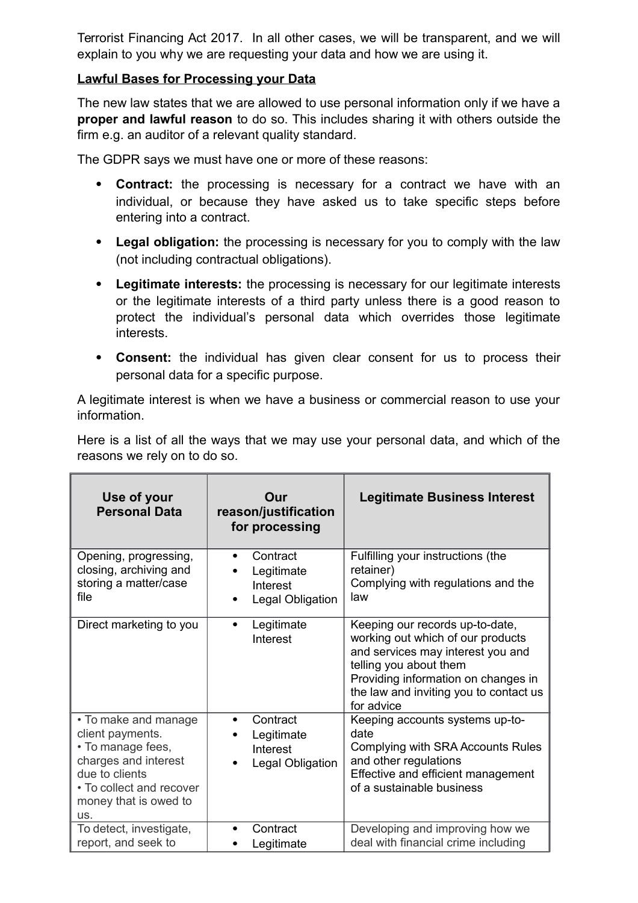Terrorist Financing Act 2017. In all other cases, we will be transparent, and we will explain to you why we are requesting your data and how we are using it.

**Lawful Bases for Processing your Data**

The new law states that we are allowed to use personal information only if we have a **proper and lawful reason** to do so. This includes sharing it with others outside the firm e.g. an auditor of a relevant quality standard.

The GDPR says we must have one or more of these reasons:

- **Contract:** the processing is necessary for a contract we have with an individual, or because they have asked us to take specific steps before entering into a contract.
- **Legal obligation:** the processing is necessary for you to comply with the law (not including contractual obligations).
- **Legitimate interests:** the processing is necessary for our legitimate interests or the legitimate interests of a third party unless there is a good reason to protect the individual's personal data which overrides those legitimate interests.
- **Consent:** the individual has given clear consent for us to process their personal data for a specific purpose.

A legitimate interest is when we have a business or commercial reason to use your information.

Here is a list of all the ways that we may use your personal data, and which of the reasons we rely on to do so.

| Use of your Personal Data | Our reason/justification for processing | Legitimate Business Interest |
|---|---|---|
| Opening, progressing, closing, archiving and storing a matter/case file | • Contract<br>• Legitimate Interest<br>• Legal Obligation | Fulfilling your instructions (the retainer)<br>Complying with regulations and the law |
| Direct marketing to you | • Legitimate Interest | Keeping our records up-to-date, working out which of our products and services may interest you and telling you about them<br>Providing information on changes in the law and inviting you to contact us for advice |
| • To make and manage client payments.<br>• To manage fees, charges and interest due to clients<br>• To collect and recover money that is owed to us. | • Contract<br>• Legitimate Interest<br>• Legal Obligation | Keeping accounts systems up-to-date<br>Complying with SRA Accounts Rules and other regulations<br>Effective and efficient management of a sustainable business |
| To detect, investigate, report, and seek to | • Contract<br>• Legitimate | Developing and improving how we deal with financial crime including |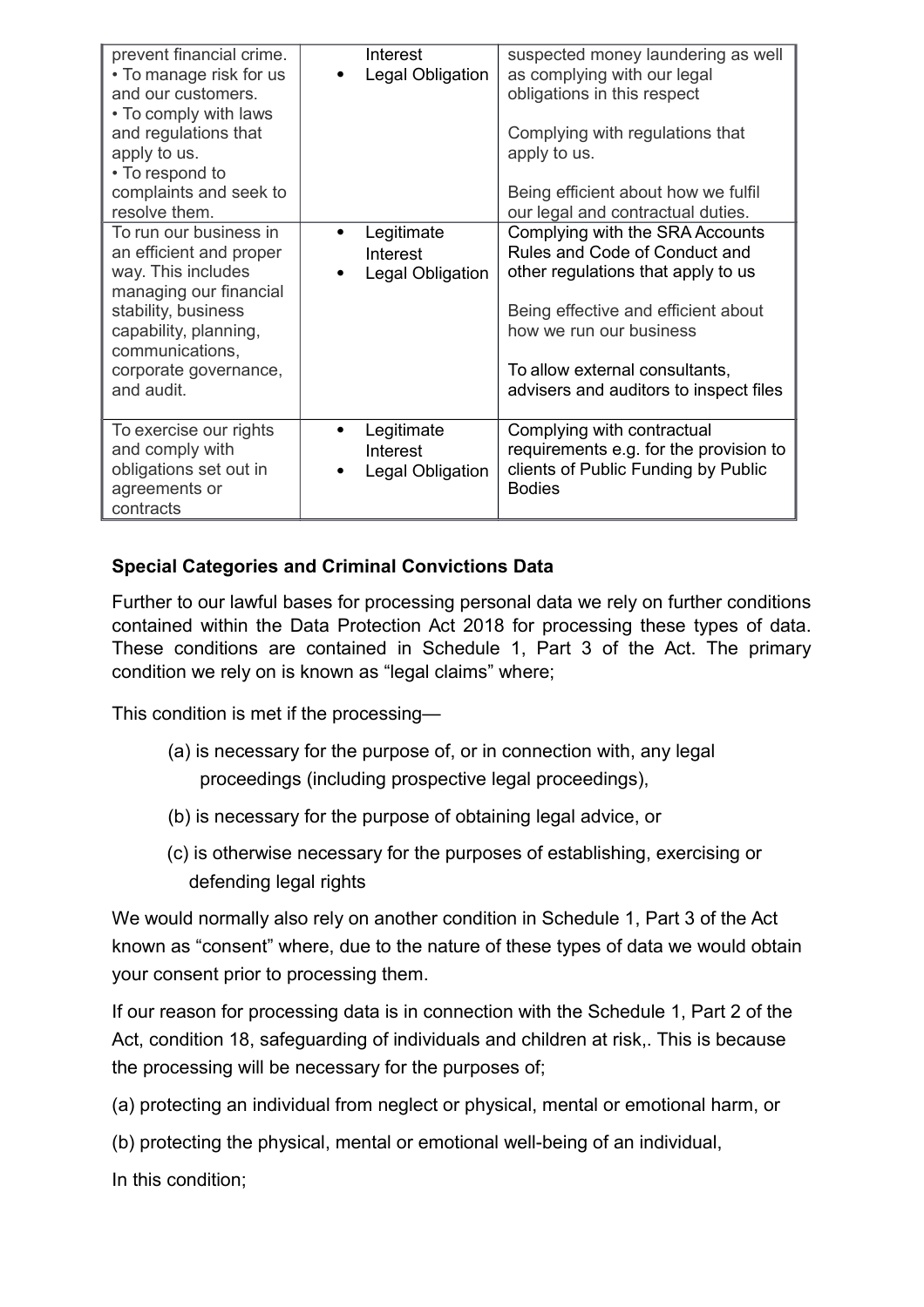| | | |
|---|---|---|
| prevent financial crime.<br>• To manage risk for us and our customers.<br>• To comply with laws and regulations that apply to us.<br>• To respond to complaints and seek to resolve them. | Interest<br>• Legal Obligation | suspected money laundering as well as complying with our legal obligations in this respect<br><br>Complying with regulations that apply to us.<br><br>Being efficient about how we fulfil our legal and contractual duties. |
| To run our business in an efficient and proper way. This includes managing our financial stability, business capability, planning, communications, corporate governance, and audit. | • Legitimate Interest<br>• Legal Obligation | Complying with the SRA Accounts Rules and Code of Conduct and other regulations that apply to us<br><br>Being effective and efficient about how we run our business<br><br>To allow external consultants, advisers and auditors to inspect files |
| To exercise our rights and comply with obligations set out in agreements or contracts | • Legitimate Interest<br>• Legal Obligation | Complying with contractual requirements e.g. for the provision to clients of Public Funding by Public Bodies |

**Special Categories and Criminal Convictions Data**

Further to our lawful bases for processing personal data we rely on further conditions contained within the Data Protection Act 2018 for processing these types of data. These conditions are contained in Schedule 1, Part 3 of the Act. The primary condition we rely on is known as "legal claims" where;

This condition is met if the processing—

(a) is necessary for the purpose of, or in connection with, any legal proceedings (including prospective legal proceedings),

(b) is necessary for the purpose of obtaining legal advice, or

(c) is otherwise necessary for the purposes of establishing, exercising or defending legal rights

We would normally also rely on another condition in Schedule 1, Part 3 of the Act known as "consent" where, due to the nature of these types of data we would obtain your consent prior to processing them.

If our reason for processing data is in connection with the Schedule 1, Part 2 of the Act, condition 18, safeguarding of individuals and children at risk,. This is because the processing will be necessary for the purposes of;

(a) protecting an individual from neglect or physical, mental or emotional harm, or

(b) protecting the physical, mental or emotional well-being of an individual,

In this condition;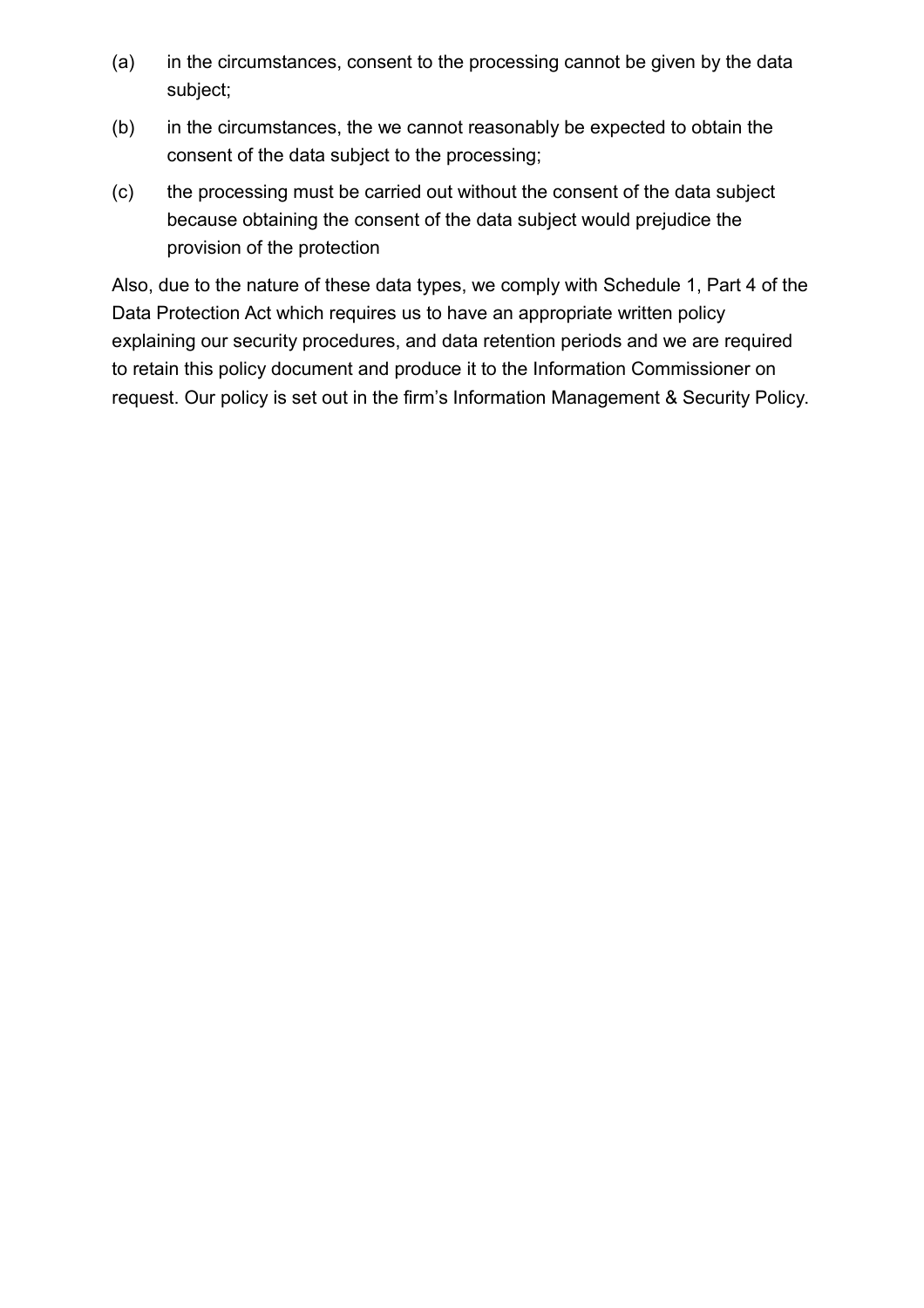(a) in the circumstances, consent to the processing cannot be given by the data subject;

(b) in the circumstances, the we cannot reasonably be expected to obtain the consent of the data subject to the processing;

(c) the processing must be carried out without the consent of the data subject because obtaining the consent of the data subject would prejudice the provision of the protection

Also, due to the nature of these data types, we comply with Schedule 1, Part 4 of the Data Protection Act which requires us to have an appropriate written policy explaining our security procedures, and data retention periods and we are required to retain this policy document and produce it to the Information Commissioner on request. Our policy is set out in the firm's Information Management & Security Policy.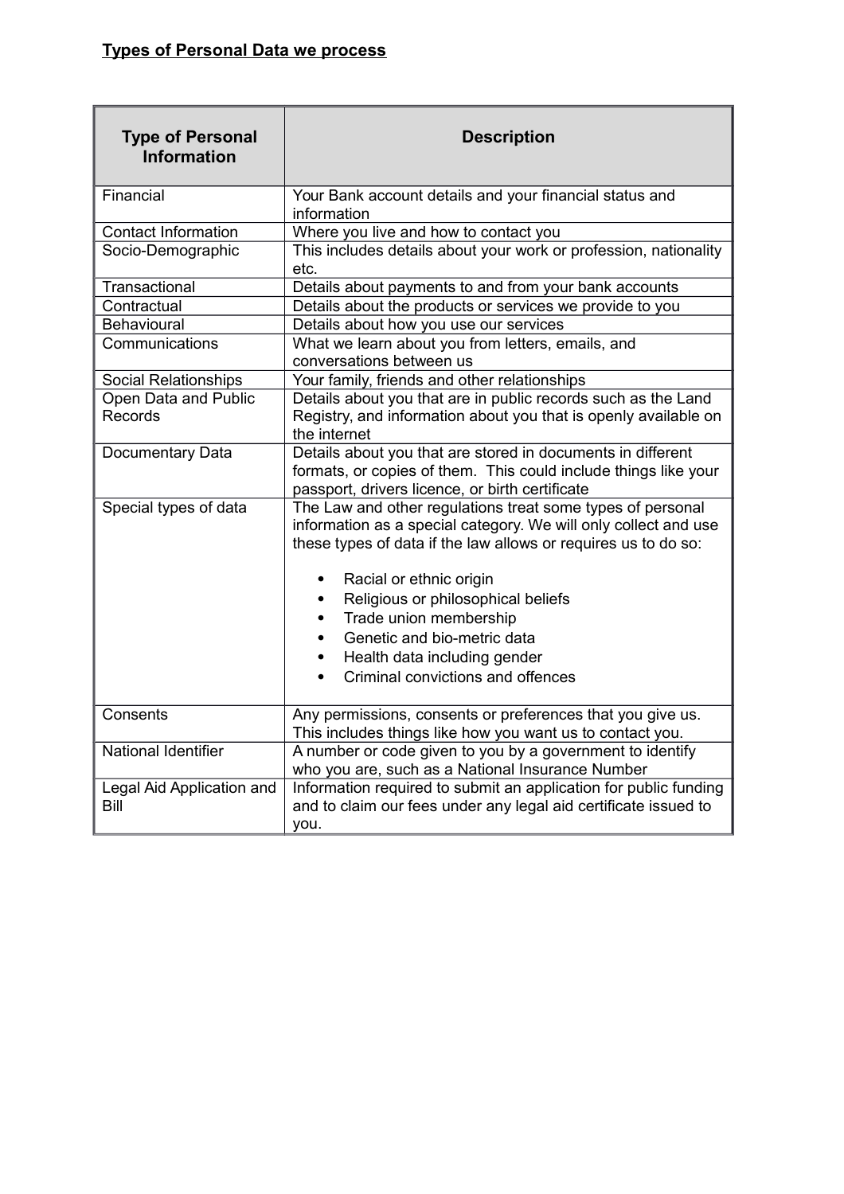## Types of Personal Data we process

| Type of Personal Information | Description |
| --- | --- |
| Financial | Your Bank account details and your financial status and information |
| Contact Information | Where you live and how to contact you |
| Socio-Demographic | This includes details about your work or profession, nationality etc. |
| Transactional | Details about payments to and from your bank accounts |
| Contractual | Details about the products or services we provide to you |
| Behavioural | Details about how you use our services |
| Communications | What we learn about you from letters, emails, and conversations between us |
| Social Relationships | Your family, friends and other relationships |
| Open Data and Public Records | Details about you that are in public records such as the Land Registry, and information about you that is openly available on the internet |
| Documentary Data | Details about you that are stored in documents in different formats, or copies of them. This could include things like your passport, drivers licence, or birth certificate |
| Special types of data | The Law and other regulations treat some types of personal information as a special category. We will only collect and use these types of data if the law allows or requires us to do so:<br>• Racial or ethnic origin<br>• Religious or philosophical beliefs<br>• Trade union membership<br>• Genetic and bio-metric data<br>• Health data including gender<br>• Criminal convictions and offences |
| Consents | Any permissions, consents or preferences that you give us. This includes things like how you want us to contact you. |
| National Identifier | A number or code given to you by a government to identify who you are, such as a National Insurance Number |
| Legal Aid Application and Bill | Information required to submit an application for public funding and to claim our fees under any legal aid certificate issued to you. |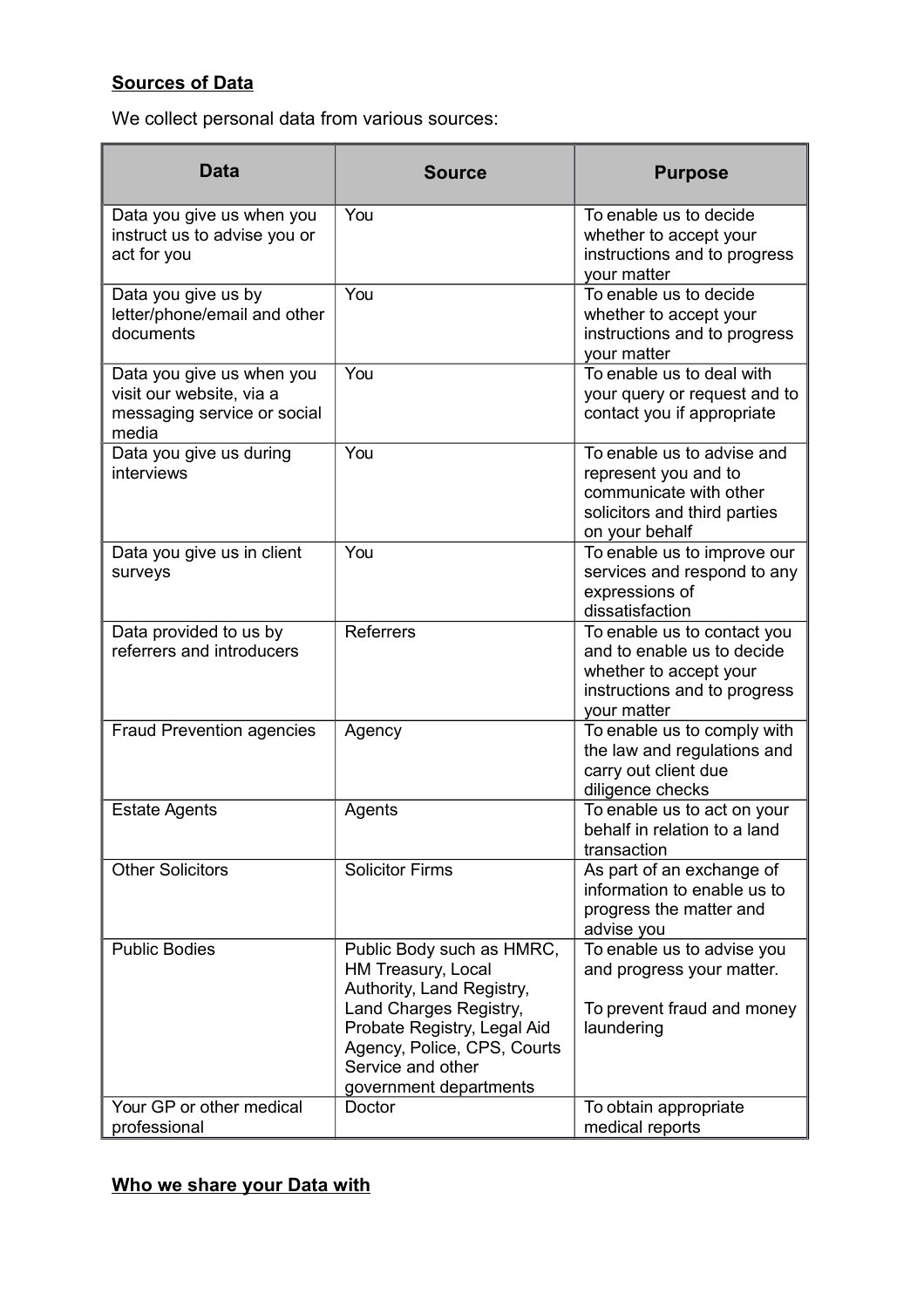**Sources of Data**

We collect personal data from various sources:

| Data | Source | Purpose |
|---|---|---|
| Data you give us when you instruct us to advise you or act for you | You | To enable us to decide whether to accept your instructions and to progress your matter |
| Data you give us by letter/phone/email and other documents | You | To enable us to decide whether to accept your instructions and to progress your matter |
| Data you give us when you visit our website, via a messaging service or social media | You | To enable us to deal with your query or request and to contact you if appropriate |
| Data you give us during interviews | You | To enable us to advise and represent you and to communicate with other solicitors and third parties on your behalf |
| Data you give us in client surveys | You | To enable us to improve our services and respond to any expressions of dissatisfaction |
| Data provided to us by referrers and introducers | Referrers | To enable us to contact you and to enable us to decide whether to accept your instructions and to progress your matter |
| Fraud Prevention agencies | Agency | To enable us to comply with the law and regulations and carry out client due diligence checks |
| Estate Agents | Agents | To enable us to act on your behalf in relation to a land transaction |
| Other Solicitors | Solicitor Firms | As part of an exchange of information to enable us to progress the matter and advise you |
| Public Bodies | Public Body such as HMRC, HM Treasury, Local Authority, Land Registry, Land Charges Registry, Probate Registry, Legal Aid Agency, Police, CPS, Courts Service and other government departments | To enable us to advise you and progress your matter.<br><br>To prevent fraud and money laundering |
| Your GP or other medical professional | Doctor | To obtain appropriate medical reports |

**Who we share your Data with**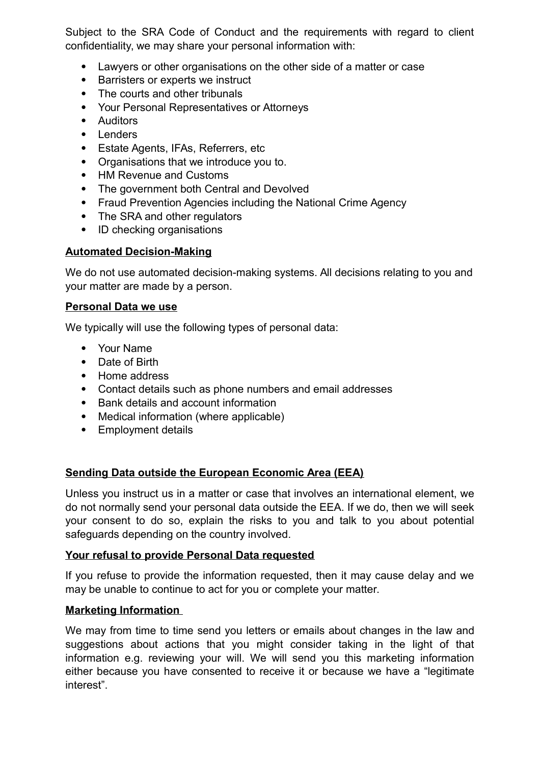Subject to the SRA Code of Conduct and the requirements with regard to client confidentiality, we may share your personal information with:

- Lawyers or other organisations on the other side of a matter or case
- Barristers or experts we instruct
- The courts and other tribunals
- Your Personal Representatives or Attorneys
- Auditors
- Lenders
- Estate Agents, IFAs, Referrers, etc
- Organisations that we introduce you to.
- HM Revenue and Customs
- The government both Central and Devolved
- Fraud Prevention Agencies including the National Crime Agency
- The SRA and other regulators
- ID checking organisations

**Automated Decision-Making**

We do not use automated decision-making systems. All decisions relating to you and your matter are made by a person.

**Personal Data we use**

We typically will use the following types of personal data:

- Your Name
- Date of Birth
- Home address
- Contact details such as phone numbers and email addresses
- Bank details and account information
- Medical information (where applicable)
- Employment details

**Sending Data outside the European Economic Area (EEA)**

Unless you instruct us in a matter or case that involves an international element, we do not normally send your personal data outside the EEA. If we do, then we will seek your consent to do so, explain the risks to you and talk to you about potential safeguards depending on the country involved.

**Your refusal to provide Personal Data requested**

If you refuse to provide the information requested, then it may cause delay and we may be unable to continue to act for you or complete your matter.

**Marketing Information**

We may from time to time send you letters or emails about changes in the law and suggestions about actions that you might consider taking in the light of that information e.g. reviewing your will. We will send you this marketing information either because you have consented to receive it or because we have a "legitimate interest".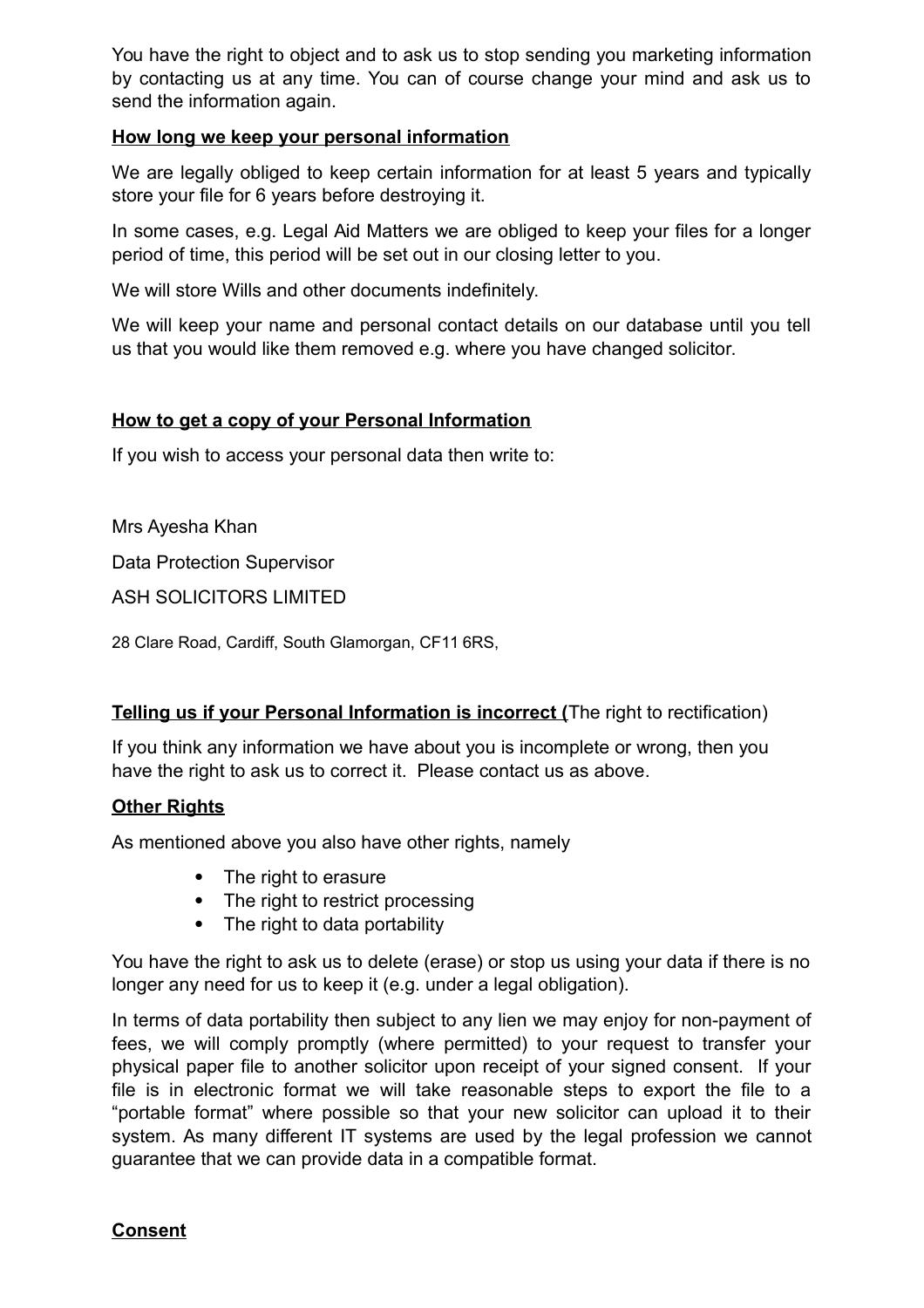You have the right to object and to ask us to stop sending you marketing information by contacting us at any time. You can of course change your mind and ask us to send the information again.

**How long we keep your personal information**

We are legally obliged to keep certain information for at least 5 years and typically store your file for 6 years before destroying it.

In some cases, e.g. Legal Aid Matters we are obliged to keep your files for a longer period of time, this period will be set out in our closing letter to you.

We will store Wills and other documents indefinitely.

We will keep your name and personal contact details on our database until you tell us that you would like them removed e.g. where you have changed solicitor.

**How to get a copy of your Personal Information**

If you wish to access your personal data then write to:

Mrs Ayesha Khan

Data Protection Supervisor

ASH SOLICITORS LIMITED

28 Clare Road, Cardiff, South Glamorgan, CF11 6RS,

**Telling us if your Personal Information is incorrect (**The right to rectification)

If you think any information we have about you is incomplete or wrong, then you have the right to ask us to correct it. Please contact us as above.

**Other Rights**

As mentioned above you also have other rights, namely

- The right to erasure
- The right to restrict processing
- The right to data portability

You have the right to ask us to delete (erase) or stop us using your data if there is no longer any need for us to keep it (e.g. under a legal obligation).

In terms of data portability then subject to any lien we may enjoy for non-payment of fees, we will comply promptly (where permitted) to your request to transfer your physical paper file to another solicitor upon receipt of your signed consent. If your file is in electronic format we will take reasonable steps to export the file to a "portable format" where possible so that your new solicitor can upload it to their system. As many different IT systems are used by the legal profession we cannot guarantee that we can provide data in a compatible format.

**Consent**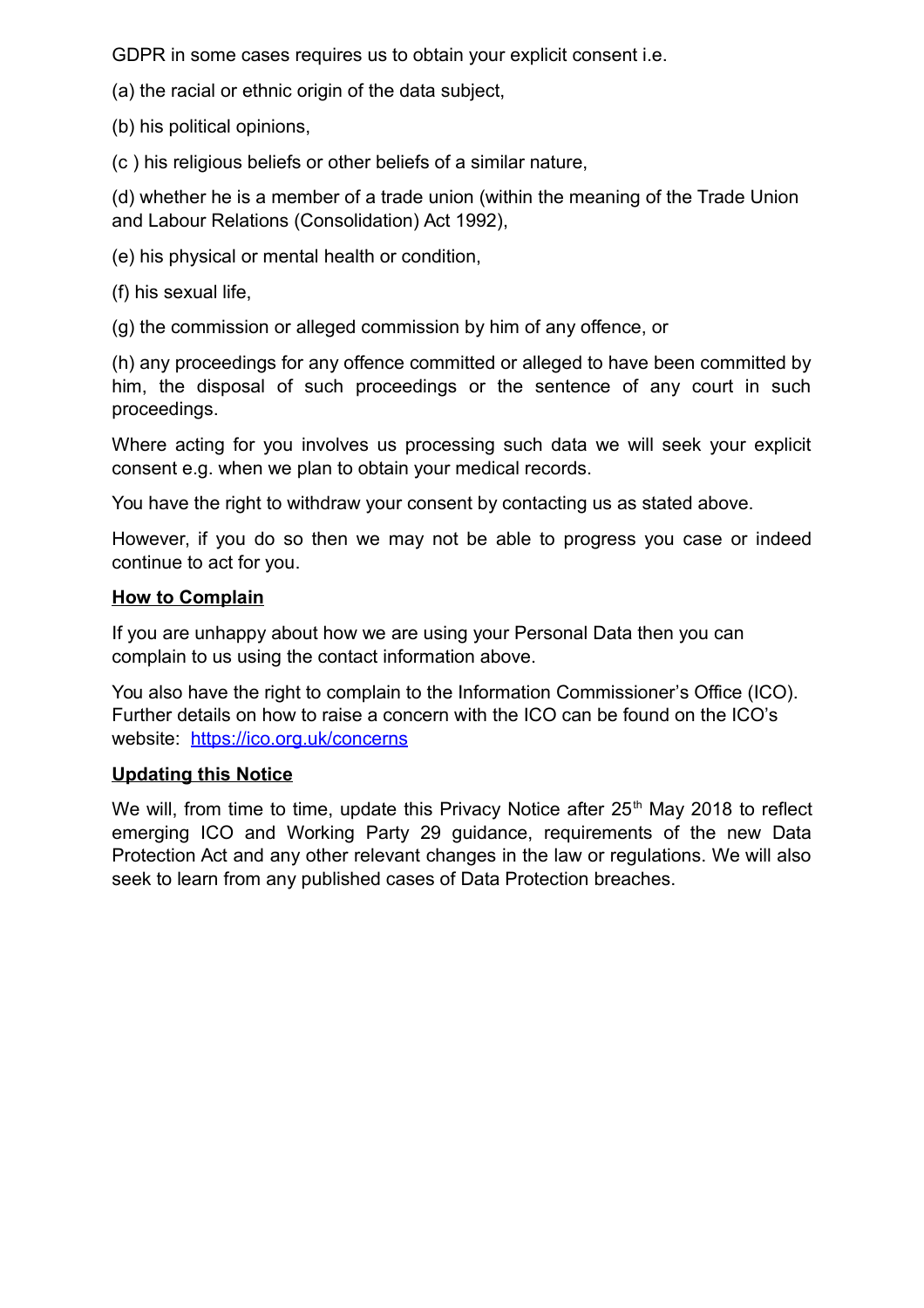GDPR in some cases requires us to obtain your explicit consent i.e.

(a) the racial or ethnic origin of the data subject,

(b) his political opinions,

(c ) his religious beliefs or other beliefs of a similar nature,

(d) whether he is a member of a trade union (within the meaning of the Trade Union and Labour Relations (Consolidation) Act 1992),

(e) his physical or mental health or condition,

(f) his sexual life,

(g) the commission or alleged commission by him of any offence, or

(h) any proceedings for any offence committed or alleged to have been committed by him, the disposal of such proceedings or the sentence of any court in such proceedings.

Where acting for you involves us processing such data we will seek your explicit consent e.g. when we plan to obtain your medical records.

You have the right to withdraw your consent by contacting us as stated above.

However, if you do so then we may not be able to progress you case or indeed continue to act for you.

**How to Complain**

If you are unhappy about how we are using your Personal Data then you can complain to us using the contact information above.

You also have the right to complain to the Information Commissioner's Office (ICO). Further details on how to raise a concern with the ICO can be found on the ICO's website: [https://ico.org.uk/concerns](https://ico.org.uk/concerns)

**Updating this Notice**

We will, from time to time, update this Privacy Notice after 25th May 2018 to reflect emerging ICO and Working Party 29 guidance, requirements of the new Data Protection Act and any other relevant changes in the law or regulations. We will also seek to learn from any published cases of Data Protection breaches.